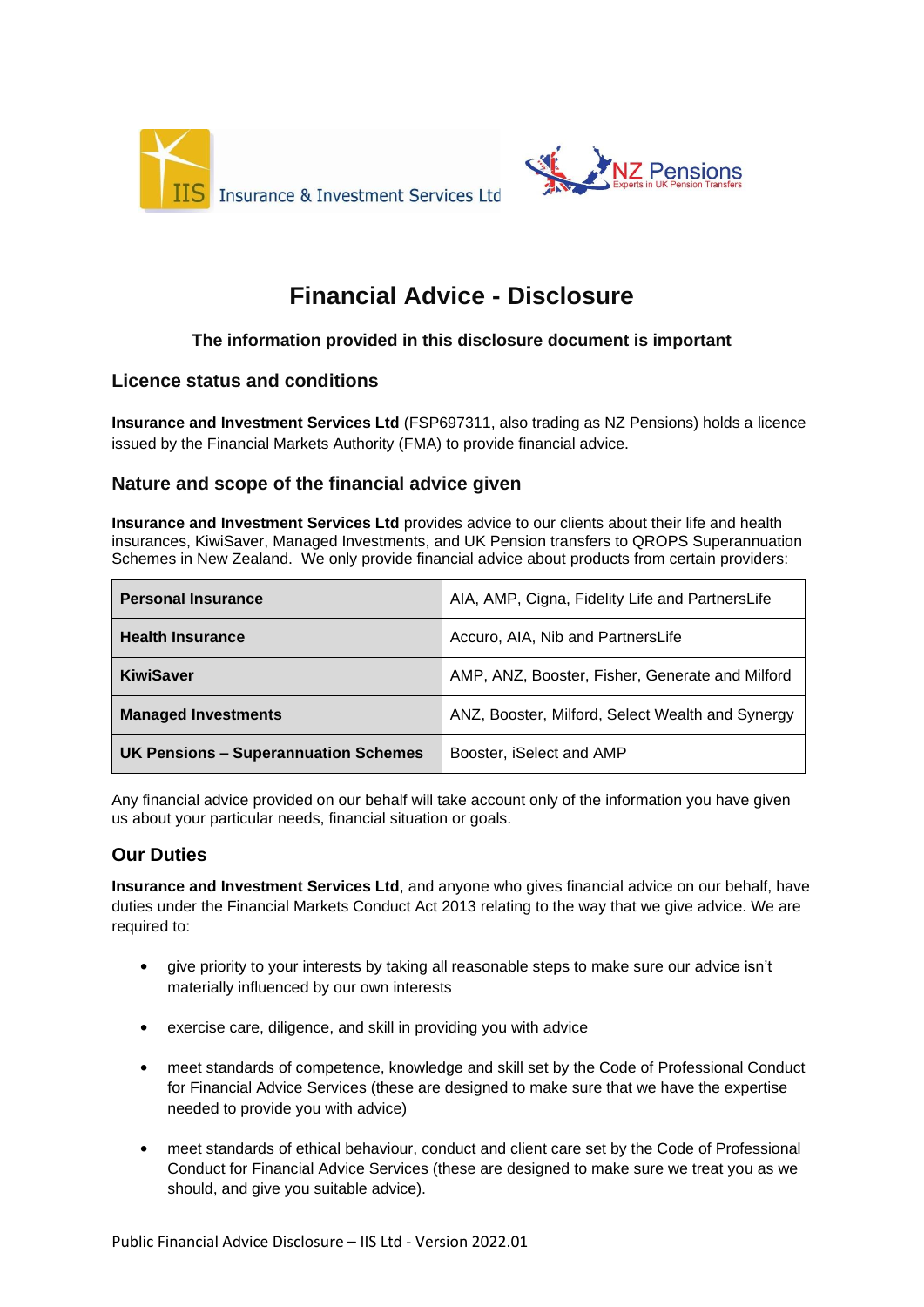IIS Insurance & Investment Services Ltd

NZ Pensions
Experts in UK Pension Transfers

# Financial Advice - Disclosure

**The information provided in this disclosure document is important**

## Licence status and conditions

**Insurance and Investment Services Ltd** (FSP697311, also trading as NZ Pensions) holds a licence issued by the Financial Markets Authority (FMA) to provide financial advice.

## Nature and scope of the financial advice given

**Insurance and Investment Services Ltd** provides advice to our clients about their life and health insurances, KiwiSaver, Managed Investments, and UK Pension transfers to QROPS Superannuation Schemes in New Zealand. We only provide financial advice about products from certain providers:

| | |
|---|---|
| **Personal Insurance** | AIA, AMP, Cigna, Fidelity Life and PartnersLife |
| **Health Insurance** | Accuro, AIA, Nib and PartnersLife |
| **KiwiSaver** | AMP, ANZ, Booster, Fisher, Generate and Milford |
| **Managed Investments** | ANZ, Booster, Milford, Select Wealth and Synergy |
| **UK Pensions – Superannuation Schemes** | Booster, iSelect and AMP |

Any financial advice provided on our behalf will take account only of the information you have given us about your particular needs, financial situation or goals.

## Our Duties

**Insurance and Investment Services Ltd**, and anyone who gives financial advice on our behalf, have duties under the Financial Markets Conduct Act 2013 relating to the way that we give advice. We are required to:

- give priority to your interests by taking all reasonable steps to make sure our advice isn't materially influenced by our own interests
- exercise care, diligence, and skill in providing you with advice
- meet standards of competence, knowledge and skill set by the Code of Professional Conduct for Financial Advice Services (these are designed to make sure that we have the expertise needed to provide you with advice)
- meet standards of ethical behaviour, conduct and client care set by the Code of Professional Conduct for Financial Advice Services (these are designed to make sure we treat you as we should, and give you suitable advice).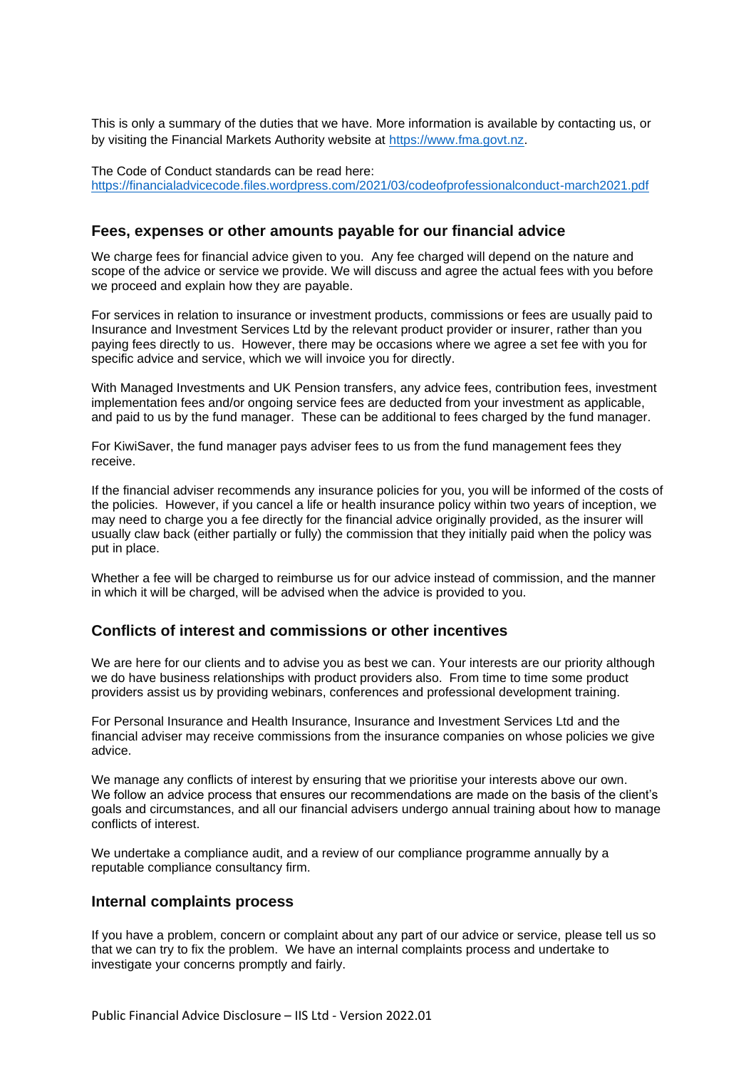This is only a summary of the duties that we have. More information is available by contacting us, or by visiting the Financial Markets Authority website at https://www.fma.govt.nz.

The Code of Conduct standards can be read here:
https://financialadvicecode.files.wordpress.com/2021/03/codeofprofessionalconduct-march2021.pdf

## Fees, expenses or other amounts payable for our financial advice

We charge fees for financial advice given to you. Any fee charged will depend on the nature and scope of the advice or service we provide. We will discuss and agree the actual fees with you before we proceed and explain how they are payable.

For services in relation to insurance or investment products, commissions or fees are usually paid to Insurance and Investment Services Ltd by the relevant product provider or insurer, rather than you paying fees directly to us. However, there may be occasions where we agree a set fee with you for specific advice and service, which we will invoice you for directly.

With Managed Investments and UK Pension transfers, any advice fees, contribution fees, investment implementation fees and/or ongoing service fees are deducted from your investment as applicable, and paid to us by the fund manager. These can be additional to fees charged by the fund manager.

For KiwiSaver, the fund manager pays adviser fees to us from the fund management fees they receive.

If the financial adviser recommends any insurance policies for you, you will be informed of the costs of the policies. However, if you cancel a life or health insurance policy within two years of inception, we may need to charge you a fee directly for the financial advice originally provided, as the insurer will usually claw back (either partially or fully) the commission that they initially paid when the policy was put in place.

Whether a fee will be charged to reimburse us for our advice instead of commission, and the manner in which it will be charged, will be advised when the advice is provided to you.

## Conflicts of interest and commissions or other incentives

We are here for our clients and to advise you as best we can. Your interests are our priority although we do have business relationships with product providers also. From time to time some product providers assist us by providing webinars, conferences and professional development training.

For Personal Insurance and Health Insurance, Insurance and Investment Services Ltd and the financial adviser may receive commissions from the insurance companies on whose policies we give advice.

We manage any conflicts of interest by ensuring that we prioritise your interests above our own. We follow an advice process that ensures our recommendations are made on the basis of the client's goals and circumstances, and all our financial advisers undergo annual training about how to manage conflicts of interest.

We undertake a compliance audit, and a review of our compliance programme annually by a reputable compliance consultancy firm.

## Internal complaints process

If you have a problem, concern or complaint about any part of our advice or service, please tell us so that we can try to fix the problem. We have an internal complaints process and undertake to investigate your concerns promptly and fairly.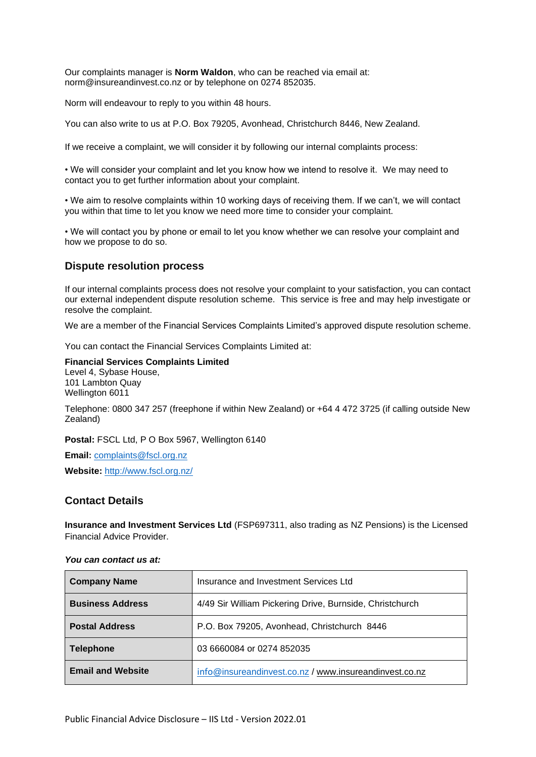Our complaints manager is **Norm Waldon**, who can be reached via email at: norm@insureandinvest.co.nz or by telephone on 0274 852035.

Norm will endeavour to reply to you within 48 hours.

You can also write to us at P.O. Box 79205, Avonhead, Christchurch 8446, New Zealand.

If we receive a complaint, we will consider it by following our internal complaints process:

• We will consider your complaint and let you know how we intend to resolve it. We may need to contact you to get further information about your complaint.

• We aim to resolve complaints within 10 working days of receiving them. If we can't, we will contact you within that time to let you know we need more time to consider your complaint.

• We will contact you by phone or email to let you know whether we can resolve your complaint and how we propose to do so.

## Dispute resolution process

If our internal complaints process does not resolve your complaint to your satisfaction, you can contact our external independent dispute resolution scheme. This service is free and may help investigate or resolve the complaint.

We are a member of the Financial Services Complaints Limited's approved dispute resolution scheme.

You can contact the Financial Services Complaints Limited at:

**Financial Services Complaints Limited**
Level 4, Sybase House,
101 Lambton Quay
Wellington 6011

Telephone: 0800 347 257 (freephone if within New Zealand) or +64 4 472 3725 (if calling outside New Zealand)

**Postal:** FSCL Ltd, P O Box 5967, Wellington 6140

**Email:** complaints@fscl.org.nz

**Website:** http://www.fscl.org.nz/

## Contact Details

**Insurance and Investment Services Ltd** (FSP697311, also trading as NZ Pensions) is the Licensed Financial Advice Provider.

***You can contact us at:***

| | |
|---|---|
| **Company Name** | Insurance and Investment Services Ltd |
| **Business Address** | 4/49 Sir William Pickering Drive, Burnside, Christchurch |
| **Postal Address** | P.O. Box 79205, Avonhead, Christchurch 8446 |
| **Telephone** | 03 6660084 or 0274 852035 |
| **Email and Website** | info@insureandinvest.co.nz / www.insureandinvest.co.nz |

Public Financial Advice Disclosure – IIS Ltd - Version 2022.01